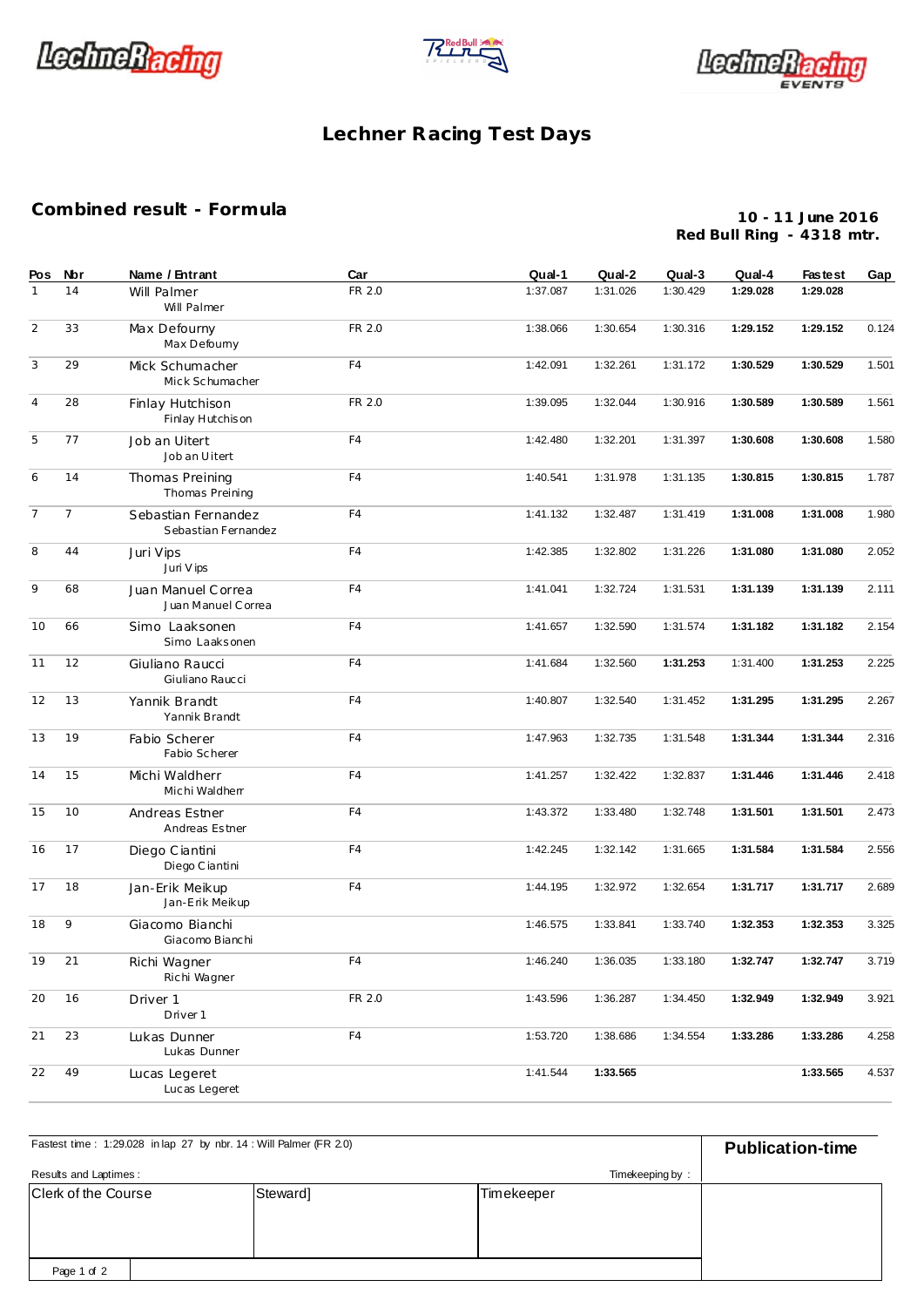# Lechner Racing Test Days

## Combined result - Formula

**10 - 11 June 2016**
**Red Bull Ring - 4318 mtr.**

| Pos | Nbr | Name / Entrant | Car | Qual-1 | Qual-2 | Qual-3 | Qual-4 | Fastest | Gap |
|---|---|---|---|---|---|---|---|---|---|
| 1 | 14 | Will Palmer<br>Will Palmer | FR 2.0 | 1:37.087 | 1:31.026 | 1:30.429 | **1:29.028** | **1:29.028** | |
| 2 | 33 | Max Defourny<br>Max Defourny | FR 2.0 | 1:38.066 | 1:30.654 | 1:30.316 | **1:29.152** | **1:29.152** | 0.124 |
| 3 | 29 | Mick Schumacher<br>Mick Schumacher | F4 | 1:42.091 | 1:32.261 | 1:31.172 | **1:30.529** | **1:30.529** | 1.501 |
| 4 | 28 | Finlay Hutchison<br>Finlay Hutchison | FR 2.0 | 1:39.095 | 1:32.044 | 1:30.916 | **1:30.589** | **1:30.589** | 1.561 |
| 5 | 77 | Job an Uitert<br>Job an Uitert | F4 | 1:42.480 | 1:32.201 | 1:31.397 | **1:30.608** | **1:30.608** | 1.580 |
| 6 | 14 | Thomas Preining<br>Thomas Preining | F4 | 1:40.541 | 1:31.978 | 1:31.135 | **1:30.815** | **1:30.815** | 1.787 |
| 7 | 7 | Sebastian Fernandez<br>Sebastian Fernandez | F4 | 1:41.132 | 1:32.487 | 1:31.419 | **1:31.008** | **1:31.008** | 1.980 |
| 8 | 44 | Juri Vips<br>Juri Vips | F4 | 1:42.385 | 1:32.802 | 1:31.226 | **1:31.080** | **1:31.080** | 2.052 |
| 9 | 68 | Juan Manuel Correa<br>Juan Manuel Correa | F4 | 1:41.041 | 1:32.724 | 1:31.531 | **1:31.139** | **1:31.139** | 2.111 |
| 10 | 66 | Simo Laaksonen<br>Simo Laaksonen | F4 | 1:41.657 | 1:32.590 | 1:31.574 | **1:31.182** | **1:31.182** | 2.154 |
| 11 | 12 | Giuliano Raucci<br>Giuliano Raucci | F4 | 1:41.684 | 1:32.560 | **1:31.253** | 1:31.400 | **1:31.253** | 2.225 |
| 12 | 13 | Yannik Brandt<br>Yannik Brandt | F4 | 1:40.807 | 1:32.540 | 1:31.452 | **1:31.295** | **1:31.295** | 2.267 |
| 13 | 19 | Fabio Scherer<br>Fabio Scherer | F4 | 1:47.963 | 1:32.735 | 1:31.548 | **1:31.344** | **1:31.344** | 2.316 |
| 14 | 15 | Michi Waldherr<br>Michi Waldherr | F4 | 1:41.257 | 1:32.422 | 1:32.837 | **1:31.446** | **1:31.446** | 2.418 |
| 15 | 10 | Andreas Estner<br>Andreas Estner | F4 | 1:43.372 | 1:33.480 | 1:32.748 | **1:31.501** | **1:31.501** | 2.473 |
| 16 | 17 | Diego Ciantini<br>Diego Ciantini | F4 | 1:42.245 | 1:32.142 | 1:31.665 | **1:31.584** | **1:31.584** | 2.556 |
| 17 | 18 | Jan-Erik Meikup<br>Jan-Erik Meikup | F4 | 1:44.195 | 1:32.972 | 1:32.654 | **1:31.717** | **1:31.717** | 2.689 |
| 18 | 9 | Giacomo Bianchi<br>Giacomo Bianchi | | 1:46.575 | 1:33.841 | 1:33.740 | **1:32.353** | **1:32.353** | 3.325 |
| 19 | 21 | Richi Wagner<br>Richi Wagner | F4 | 1:46.240 | 1:36.035 | 1:33.180 | **1:32.747** | **1:32.747** | 3.719 |
| 20 | 16 | Driver 1<br>Driver 1 | FR 2.0 | 1:43.596 | 1:36.287 | 1:34.450 | **1:32.949** | **1:32.949** | 3.921 |
| 21 | 23 | Lukas Dunner<br>Lukas Dunner | F4 | 1:53.720 | 1:38.686 | 1:34.554 | **1:33.286** | **1:33.286** | 4.258 |
| 22 | 49 | Lucas Legeret<br>Lucas Legeret | | 1:41.544 | **1:33.565** | | | **1:33.565** | 4.537 |

Fastest time : 1:29.028 in lap 27 by nbr. 14 : Will Palmer (FR 2.0)

**Publication-time**

Results and Laptimes :

Timekeeping by :

| Clerk of the Course | Steward] | Timekeeper |
|---|---|---|
| | | |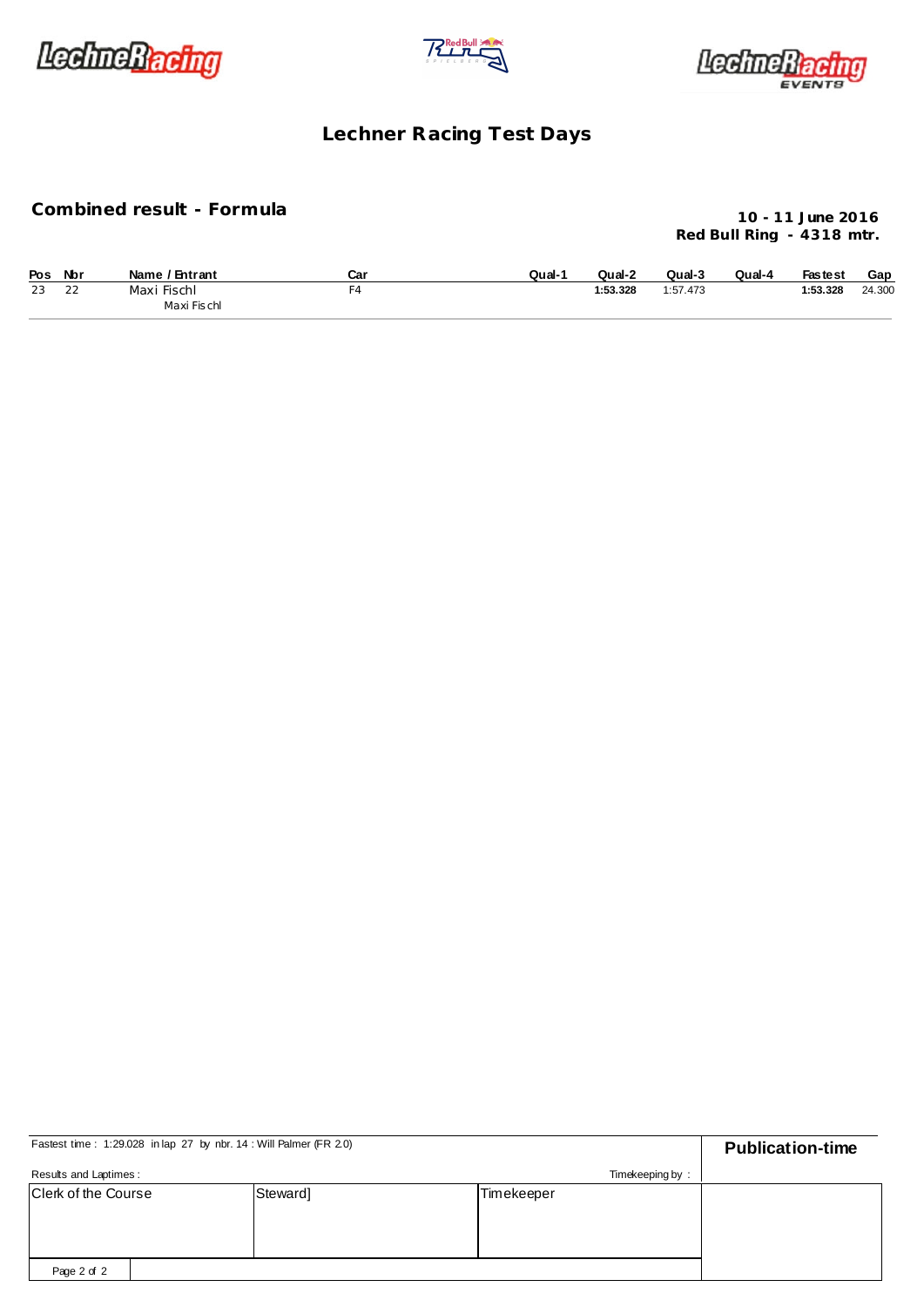# Lechner Racing Test Days

## Combined result - Formula

**10 - 11 June 2016**
**Red Bull Ring - 4318 mtr.**

| Pos | Nbr | Name / Entrant | Car | Qual-1 | Qual-2 | Qual-3 | Qual-4 | Fastest | Gap |
|---|---|---|---|---|---|---|---|---|---|
| 23 | 22 | Maxi Fischl<br>Maxi Fischl | F4 | | **1:53.328** | 1:57.473 | | **1:53.328** | 24.300 |

Fastest time : 1:29.028 in lap 27 by nbr. 14 : Will Palmer (FR 2.0)

**Publication-time**

Results and Laptimes :

Timekeeping by :

| Clerk of the Course | Steward] | Timekeeper |
|---|---|---|
| | | |